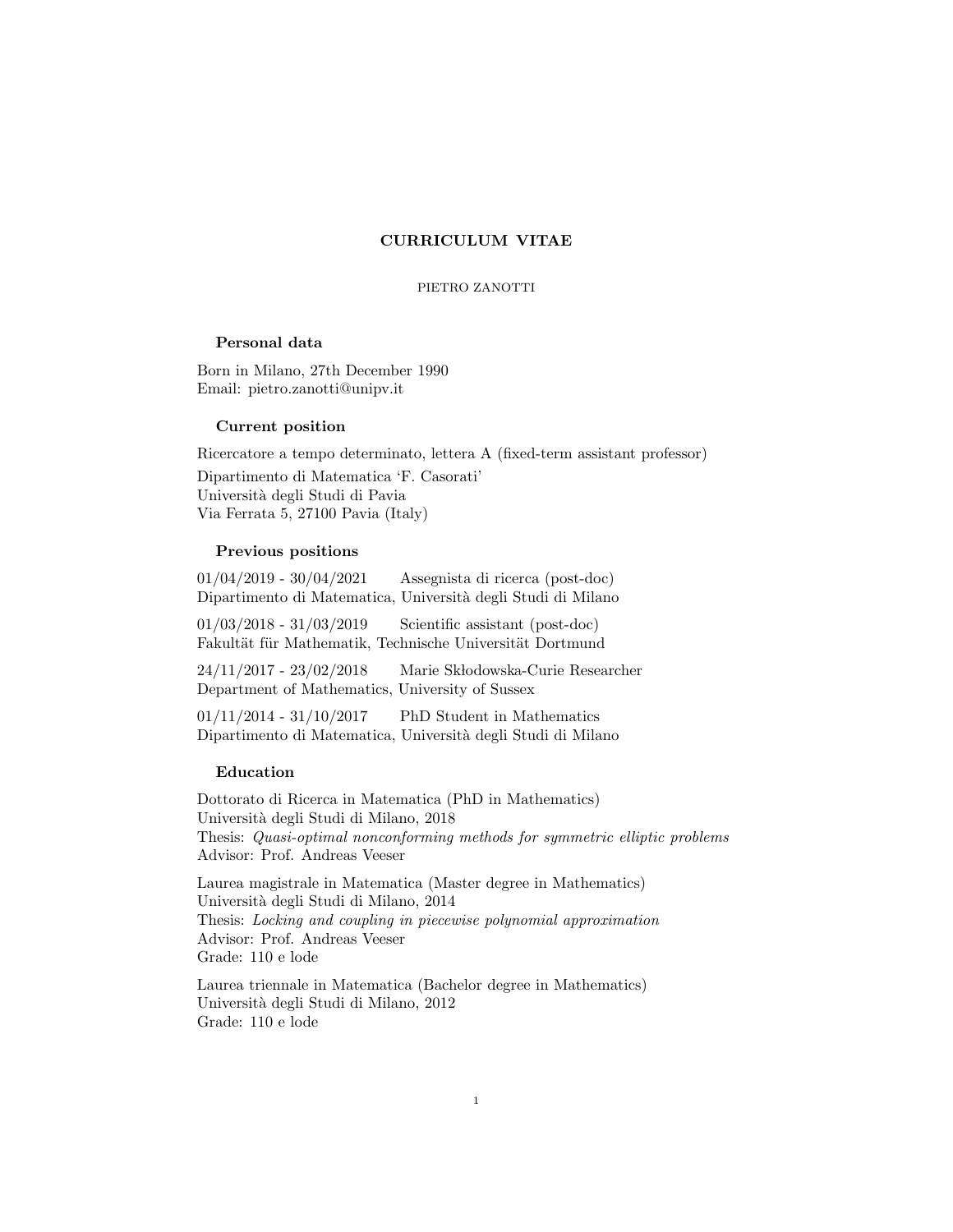# CURRICULUM VITAE

PIETRO ZANOTTI

## Personal data

Born in Milano, 27th December 1990
Email: pietro.zanotti@unipv.it

## Current position

Ricercatore a tempo determinato, lettera A (fixed-term assistant professor)

Dipartimento di Matematica 'F. Casorati'
Università degli Studi di Pavia
Via Ferrata 5, 27100 Pavia (Italy)

## Previous positions

01/04/2019 - 30/04/2021 Assegnista di ricerca (post-doc)
Dipartimento di Matematica, Università degli Studi di Milano

01/03/2018 - 31/03/2019 Scientific assistant (post-doc)
Fakultät für Mathematik, Technische Universität Dortmund

24/11/2017 - 23/02/2018 Marie Skłodowska-Curie Researcher
Department of Mathematics, University of Sussex

01/11/2014 - 31/10/2017 PhD Student in Mathematics
Dipartimento di Matematica, Università degli Studi di Milano

## Education

Dottorato di Ricerca in Matematica (PhD in Mathematics)
Università degli Studi di Milano, 2018
Thesis: *Quasi-optimal nonconforming methods for symmetric elliptic problems*
Advisor: Prof. Andreas Veeser

Laurea magistrale in Matematica (Master degree in Mathematics)
Università degli Studi di Milano, 2014
Thesis: *Locking and coupling in piecewise polynomial approximation*
Advisor: Prof. Andreas Veeser
Grade: 110 e lode

Laurea triennale in Matematica (Bachelor degree in Mathematics)
Università degli Studi di Milano, 2012
Grade: 110 e lode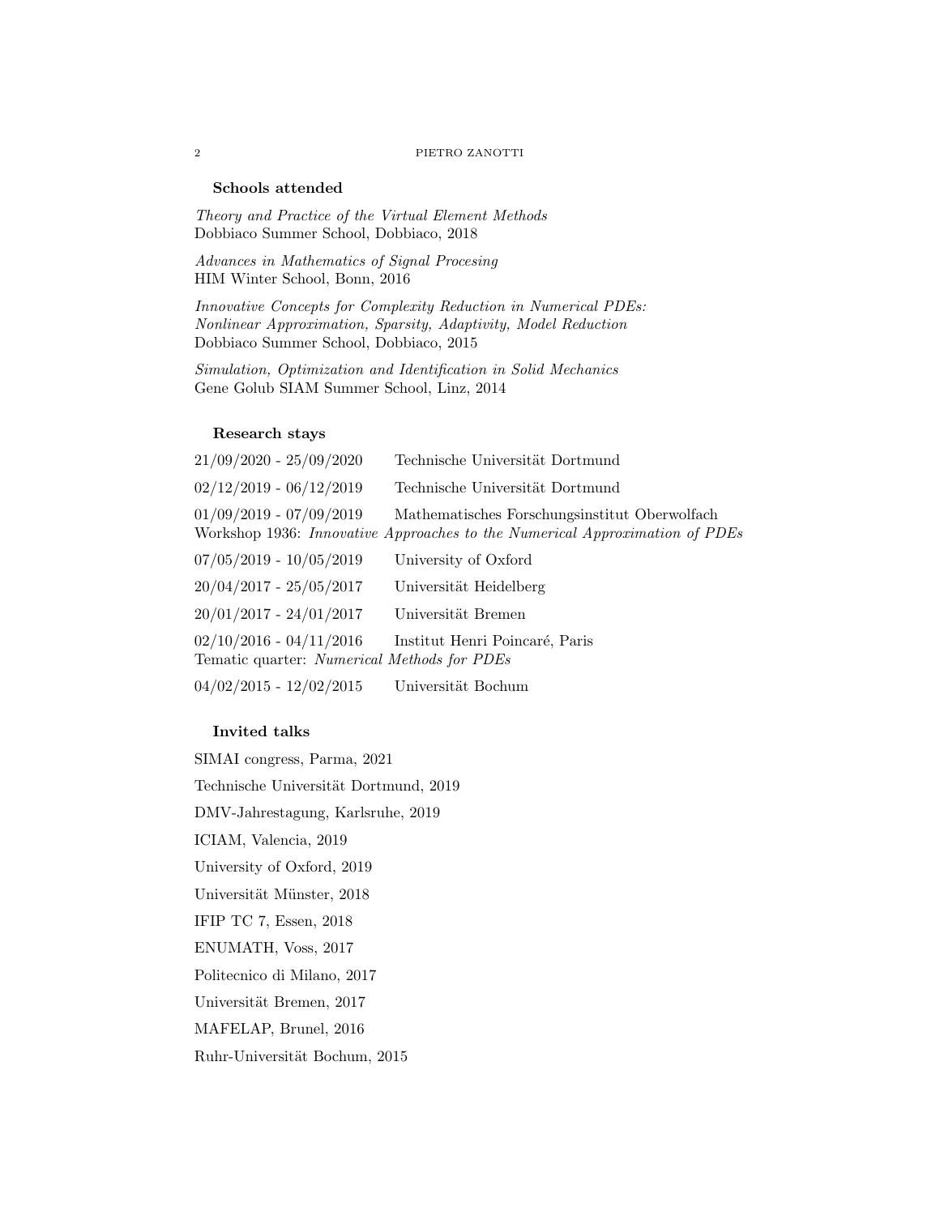### Schools attended

*Theory and Practice of the Virtual Element Methods*
Dobbiaco Summer School, Dobbiaco, 2018

*Advances in Mathematics of Signal Procesing*
HIM Winter School, Bonn, 2016

*Innovative Concepts for Complexity Reduction in Numerical PDEs: Nonlinear Approximation, Sparsity, Adaptivity, Model Reduction*
Dobbiaco Summer School, Dobbiaco, 2015

*Simulation, Optimization and Identification in Solid Mechanics*
Gene Golub SIAM Summer School, Linz, 2014

### Research stays

21/09/2020 - 25/09/2020 Technische Universität Dortmund

02/12/2019 - 06/12/2019 Technische Universität Dortmund

01/09/2019 - 07/09/2019 Mathematisches Forschungsinstitut Oberwolfach
Workshop 1936: *Innovative Approaches to the Numerical Approximation of PDEs*

07/05/2019 - 10/05/2019 University of Oxford

20/04/2017 - 25/05/2017 Universität Heidelberg

20/01/2017 - 24/01/2017 Universität Bremen

02/10/2016 - 04/11/2016 Institut Henri Poincaré, Paris
Tematic quarter: *Numerical Methods for PDEs*

04/02/2015 - 12/02/2015 Universität Bochum

### Invited talks

SIMAI congress, Parma, 2021

Technische Universität Dortmund, 2019

DMV-Jahrestagung, Karlsruhe, 2019

ICIAM, Valencia, 2019

University of Oxford, 2019

Universität Münster, 2018

IFIP TC 7, Essen, 2018

ENUMATH, Voss, 2017

Politecnico di Milano, 2017

Universität Bremen, 2017

MAFELAP, Brunel, 2016

Ruhr-Universität Bochum, 2015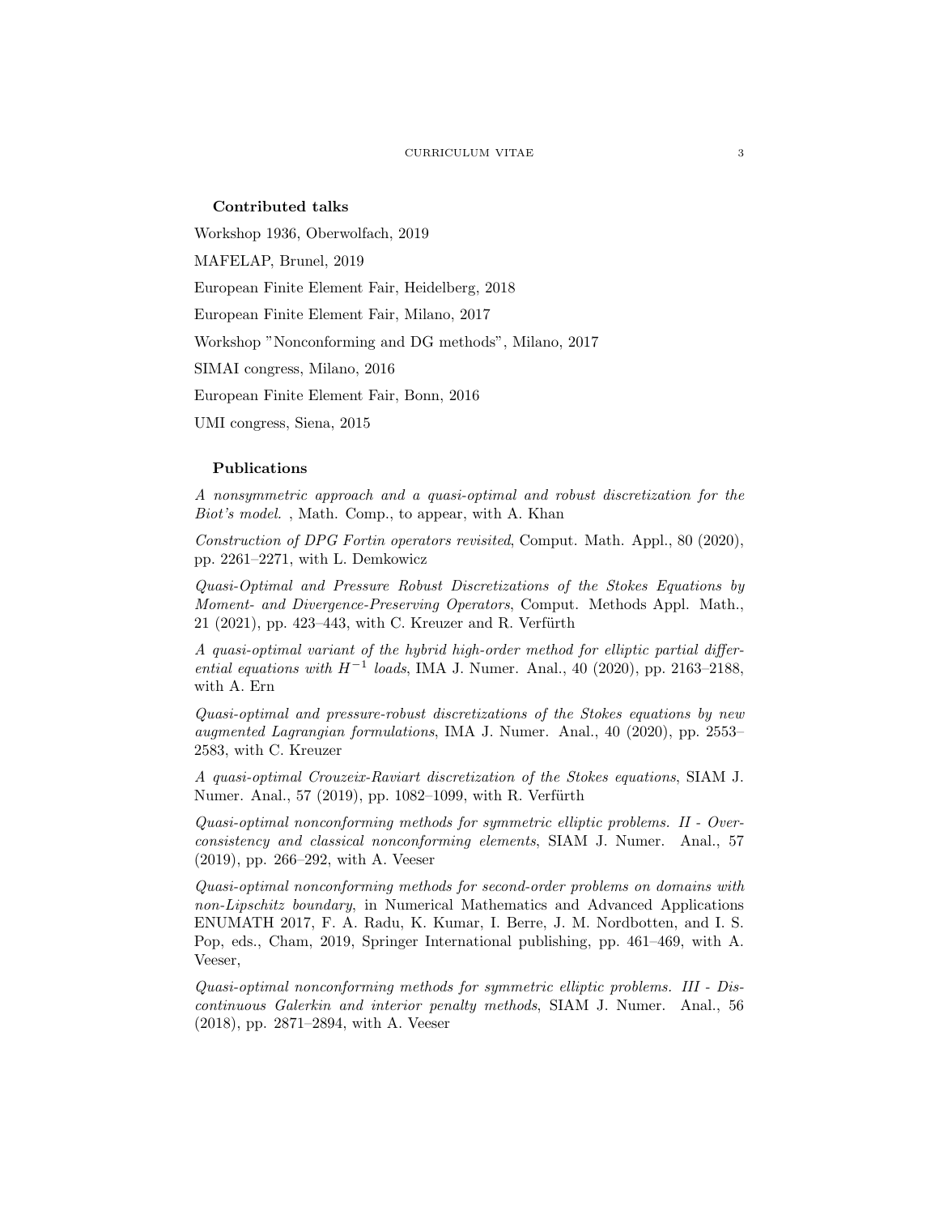### Contributed talks

Workshop 1936, Oberwolfach, 2019

MAFELAP, Brunel, 2019

European Finite Element Fair, Heidelberg, 2018

European Finite Element Fair, Milano, 2017

Workshop "Nonconforming and DG methods", Milano, 2017

SIMAI congress, Milano, 2016

European Finite Element Fair, Bonn, 2016

UMI congress, Siena, 2015

### Publications

*A nonsymmetric approach and a quasi-optimal and robust discretization for the Biot's model.* , Math. Comp., to appear, with A. Khan

*Construction of DPG Fortin operators revisited*, Comput. Math. Appl., 80 (2020), pp. 2261–2271, with L. Demkowicz

*Quasi-Optimal and Pressure Robust Discretizations of the Stokes Equations by Moment- and Divergence-Preserving Operators*, Comput. Methods Appl. Math., 21 (2021), pp. 423–443, with C. Kreuzer and R. Verfürth

*A quasi-optimal variant of the hybrid high-order method for elliptic partial differential equations with $H^{-1}$ loads*, IMA J. Numer. Anal., 40 (2020), pp. 2163–2188, with A. Ern

*Quasi-optimal and pressure-robust discretizations of the Stokes equations by new augmented Lagrangian formulations*, IMA J. Numer. Anal., 40 (2020), pp. 2553–2583, with C. Kreuzer

*A quasi-optimal Crouzeix-Raviart discretization of the Stokes equations*, SIAM J. Numer. Anal., 57 (2019), pp. 1082–1099, with R. Verfürth

*Quasi-optimal nonconforming methods for symmetric elliptic problems. II - Overconsistency and classical nonconforming elements*, SIAM J. Numer. Anal., 57 (2019), pp. 266–292, with A. Veeser

*Quasi-optimal nonconforming methods for second-order problems on domains with non-Lipschitz boundary*, in Numerical Mathematics and Advanced Applications ENUMATH 2017, F. A. Radu, K. Kumar, I. Berre, J. M. Nordbotten, and I. S. Pop, eds., Cham, 2019, Springer International publishing, pp. 461–469, with A. Veeser,

*Quasi-optimal nonconforming methods for symmetric elliptic problems. III - Discontinuous Galerkin and interior penalty methods*, SIAM J. Numer. Anal., 56 (2018), pp. 2871–2894, with A. Veeser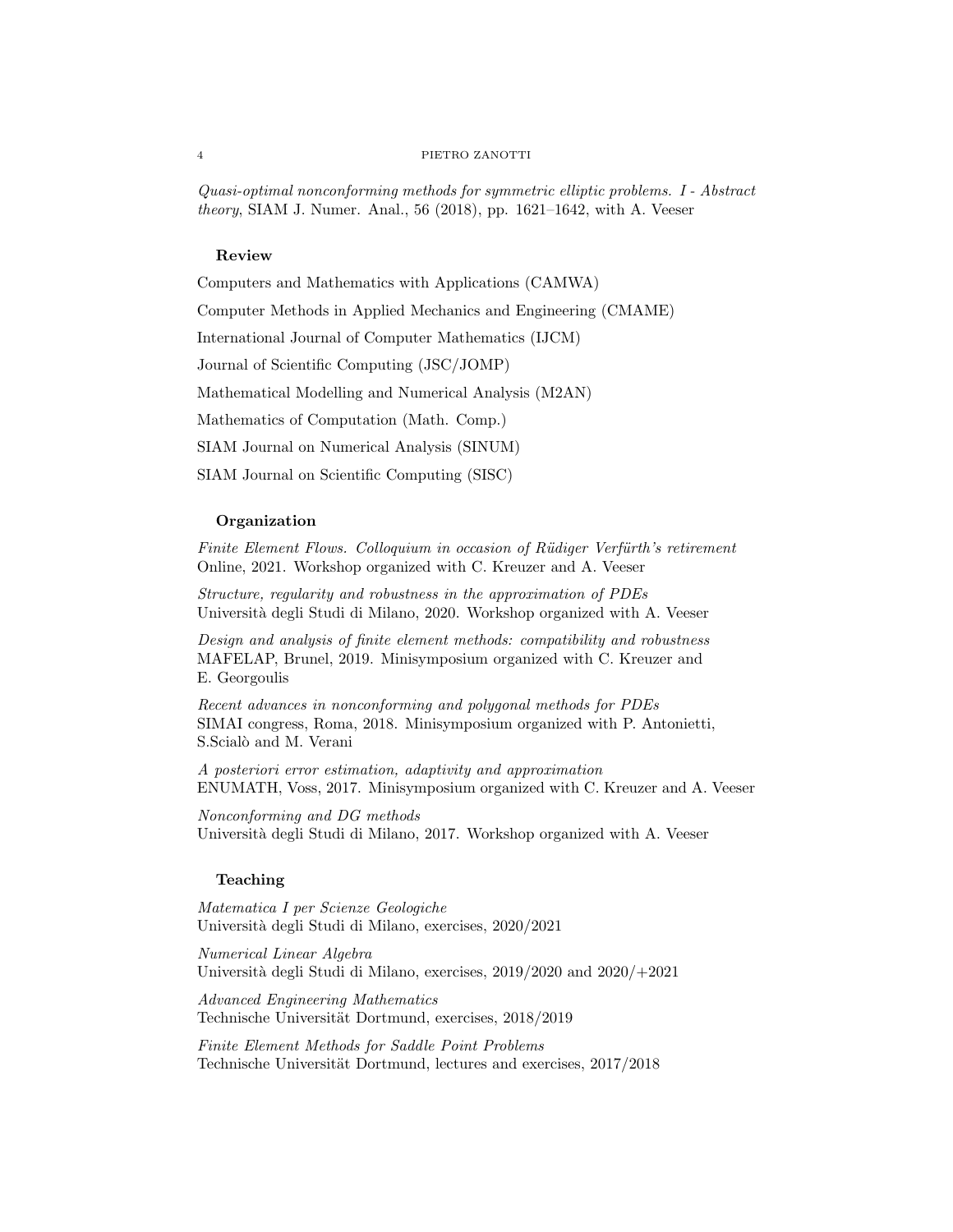*Quasi-optimal nonconforming methods for symmetric elliptic problems. I - Abstract theory*, SIAM J. Numer. Anal., 56 (2018), pp. 1621–1642, with A. Veeser

### Review

Computers and Mathematics with Applications (CAMWA)

Computer Methods in Applied Mechanics and Engineering (CMAME)

International Journal of Computer Mathematics (IJCM)

Journal of Scientific Computing (JSC/JOMP)

Mathematical Modelling and Numerical Analysis (M2AN)

Mathematics of Computation (Math. Comp.)

SIAM Journal on Numerical Analysis (SINUM)

SIAM Journal on Scientific Computing (SISC)

### Organization

*Finite Element Flows. Colloquium in occasion of Rüdiger Verfürth's retirement*
Online, 2021. Workshop organized with C. Kreuzer and A. Veeser

*Structure, regularity and robustness in the approximation of PDEs*
Università degli Studi di Milano, 2020. Workshop organized with A. Veeser

*Design and analysis of finite element methods: compatibility and robustness*
MAFELAP, Brunel, 2019. Minisymposium organized with C. Kreuzer and E. Georgoulis

*Recent advances in nonconforming and polygonal methods for PDEs*
SIMAI congress, Roma, 2018. Minisymposium organized with P. Antonietti, S.Scialò and M. Verani

*A posteriori error estimation, adaptivity and approximation*
ENUMATH, Voss, 2017. Minisymposium organized with C. Kreuzer and A. Veeser

*Nonconforming and DG methods*
Università degli Studi di Milano, 2017. Workshop organized with A. Veeser

### Teaching

*Matematica I per Scienze Geologiche*
Università degli Studi di Milano, exercises, 2020/2021

*Numerical Linear Algebra*
Università degli Studi di Milano, exercises, 2019/2020 and 2020/+2021

*Advanced Engineering Mathematics*
Technische Universität Dortmund, exercises, 2018/2019

*Finite Element Methods for Saddle Point Problems*
Technische Universität Dortmund, lectures and exercises, 2017/2018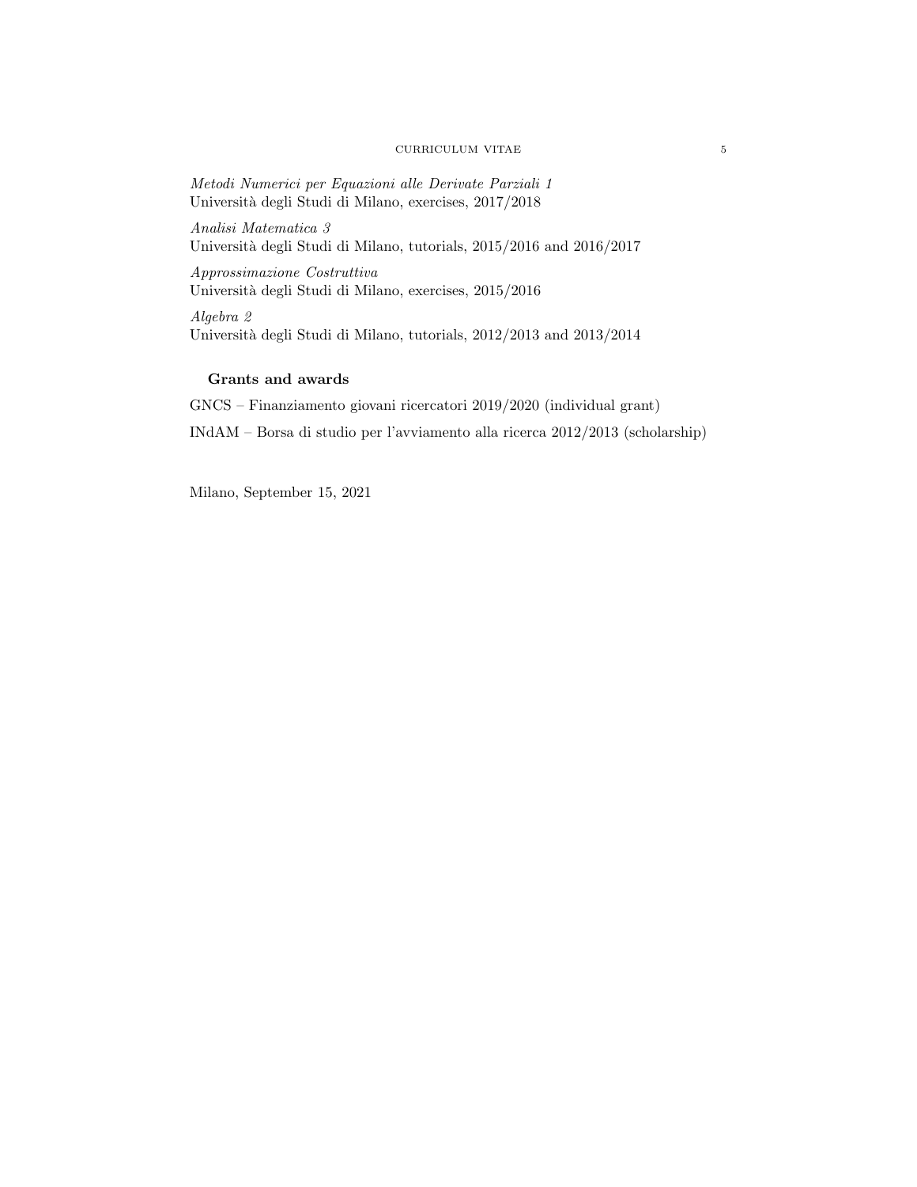*Metodi Numerici per Equazioni alle Derivate Parziali 1*
Università degli Studi di Milano, exercises, 2017/2018

*Analisi Matematica 3*
Università degli Studi di Milano, tutorials, 2015/2016 and 2016/2017

*Approssimazione Costruttiva*
Università degli Studi di Milano, exercises, 2015/2016

*Algebra 2*
Università degli Studi di Milano, tutorials, 2012/2013 and 2013/2014

### Grants and awards

GNCS – Finanziamento giovani ricercatori 2019/2020 (individual grant)

INdAM – Borsa di studio per l'avviamento alla ricerca 2012/2013 (scholarship)

Milano, September 15, 2021